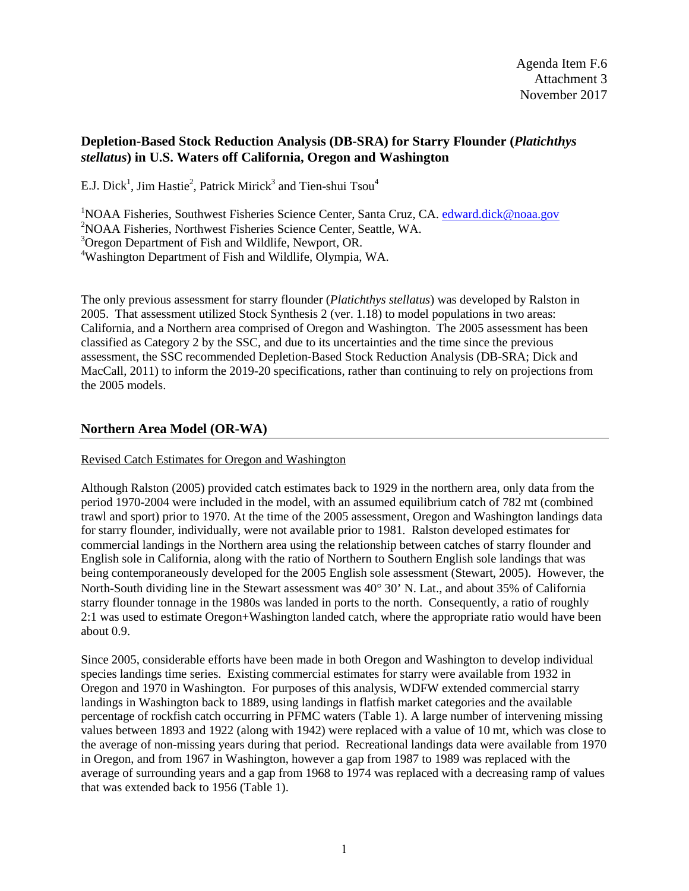Agenda Item F.6
Attachment 3
November 2017

## Depletion-Based Stock Reduction Analysis (DB-SRA) for Starry Flounder (*Platichthys stellatus*) in U.S. Waters off California, Oregon and Washington

E.J. Dick[1], Jim Hastie[2], Patrick Mirick[3] and Tien-shui Tsou[4]

[1]NOAA Fisheries, Southwest Fisheries Science Center, Santa Cruz, CA. edward.dick@noaa.gov
[2]NOAA Fisheries, Northwest Fisheries Science Center, Seattle, WA.
[3]Oregon Department of Fish and Wildlife, Newport, OR.
[4]Washington Department of Fish and Wildlife, Olympia, WA.

The only previous assessment for starry flounder (*Platichthys stellatus*) was developed by Ralston in 2005. That assessment utilized Stock Synthesis 2 (ver. 1.18) to model populations in two areas: California, and a Northern area comprised of Oregon and Washington. The 2005 assessment has been classified as Category 2 by the SSC, and due to its uncertainties and the time since the previous assessment, the SSC recommended Depletion-Based Stock Reduction Analysis (DB-SRA; Dick and MacCall, 2011) to inform the 2019-20 specifications, rather than continuing to rely on projections from the 2005 models.

## Northern Area Model (OR-WA)

Revised Catch Estimates for Oregon and Washington

Although Ralston (2005) provided catch estimates back to 1929 in the northern area, only data from the period 1970-2004 were included in the model, with an assumed equilibrium catch of 782 mt (combined trawl and sport) prior to 1970. At the time of the 2005 assessment, Oregon and Washington landings data for starry flounder, individually, were not available prior to 1981. Ralston developed estimates for commercial landings in the Northern area using the relationship between catches of starry flounder and English sole in California, along with the ratio of Northern to Southern English sole landings that was being contemporaneously developed for the 2005 English sole assessment (Stewart, 2005). However, the North-South dividing line in the Stewart assessment was 40° 30' N. Lat., and about 35% of California starry flounder tonnage in the 1980s was landed in ports to the north. Consequently, a ratio of roughly 2:1 was used to estimate Oregon+Washington landed catch, where the appropriate ratio would have been about 0.9.

Since 2005, considerable efforts have been made in both Oregon and Washington to develop individual species landings time series. Existing commercial estimates for starry were available from 1932 in Oregon and 1970 in Washington. For purposes of this analysis, WDFW extended commercial starry landings in Washington back to 1889, using landings in flatfish market categories and the available percentage of rockfish catch occurring in PFMC waters (Table 1). A large number of intervening missing values between 1893 and 1922 (along with 1942) were replaced with a value of 10 mt, which was close to the average of non-missing years during that period. Recreational landings data were available from 1970 in Oregon, and from 1967 in Washington, however a gap from 1987 to 1989 was replaced with the average of surrounding years and a gap from 1968 to 1974 was replaced with a decreasing ramp of values that was extended back to 1956 (Table 1).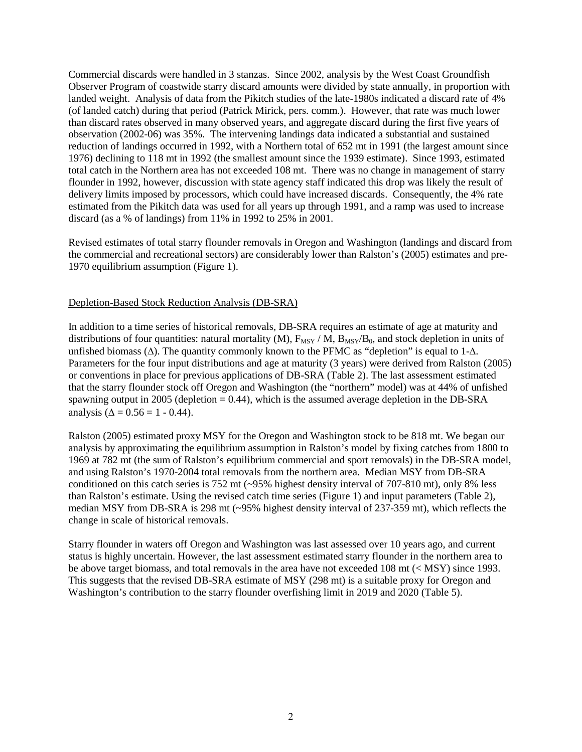Commercial discards were handled in 3 stanzas. Since 2002, analysis by the West Coast Groundfish Observer Program of coastwide starry discard amounts were divided by state annually, in proportion with landed weight. Analysis of data from the Pikitch studies of the late-1980s indicated a discard rate of 4% (of landed catch) during that period (Patrick Mirick, pers. comm.). However, that rate was much lower than discard rates observed in many observed years, and aggregate discard during the first five years of observation (2002-06) was 35%. The intervening landings data indicated a substantial and sustained reduction of landings occurred in 1992, with a Northern total of 652 mt in 1991 (the largest amount since 1976) declining to 118 mt in 1992 (the smallest amount since the 1939 estimate). Since 1993, estimated total catch in the Northern area has not exceeded 108 mt. There was no change in management of starry flounder in 1992, however, discussion with state agency staff indicated this drop was likely the result of delivery limits imposed by processors, which could have increased discards. Consequently, the 4% rate estimated from the Pikitch data was used for all years up through 1991, and a ramp was used to increase discard (as a % of landings) from 11% in 1992 to 25% in 2001.

Revised estimates of total starry flounder removals in Oregon and Washington (landings and discard from the commercial and recreational sectors) are considerably lower than Ralston's (2005) estimates and pre-1970 equilibrium assumption (Figure 1).

## Depletion-Based Stock Reduction Analysis (DB-SRA)

In addition to a time series of historical removals, DB-SRA requires an estimate of age at maturity and distributions of four quantities: natural mortality (M), $F_{MSY}$ / M, $B_{MSY}/B_0$, and stock depletion in units of unfished biomass ($\Delta$). The quantity commonly known to the PFMC as "depletion" is equal to 1-$\Delta$. Parameters for the four input distributions and age at maturity (3 years) were derived from Ralston (2005) or conventions in place for previous applications of DB-SRA (Table 2). The last assessment estimated that the starry flounder stock off Oregon and Washington (the "northern" model) was at 44% of unfished spawning output in 2005 (depletion = 0.44), which is the assumed average depletion in the DB-SRA analysis ($\Delta = 0.56 = 1 - 0.44$).

Ralston (2005) estimated proxy MSY for the Oregon and Washington stock to be 818 mt. We began our analysis by approximating the equilibrium assumption in Ralston's model by fixing catches from 1800 to 1969 at 782 mt (the sum of Ralston's equilibrium commercial and sport removals) in the DB-SRA model, and using Ralston's 1970-2004 total removals from the northern area. Median MSY from DB-SRA conditioned on this catch series is 752 mt (~95% highest density interval of 707-810 mt), only 8% less than Ralston's estimate. Using the revised catch time series (Figure 1) and input parameters (Table 2), median MSY from DB-SRA is 298 mt (~95% highest density interval of 237-359 mt), which reflects the change in scale of historical removals.

Starry flounder in waters off Oregon and Washington was last assessed over 10 years ago, and current status is highly uncertain. However, the last assessment estimated starry flounder in the northern area to be above target biomass, and total removals in the area have not exceeded 108 mt (< MSY) since 1993. This suggests that the revised DB-SRA estimate of MSY (298 mt) is a suitable proxy for Oregon and Washington's contribution to the starry flounder overfishing limit in 2019 and 2020 (Table 5).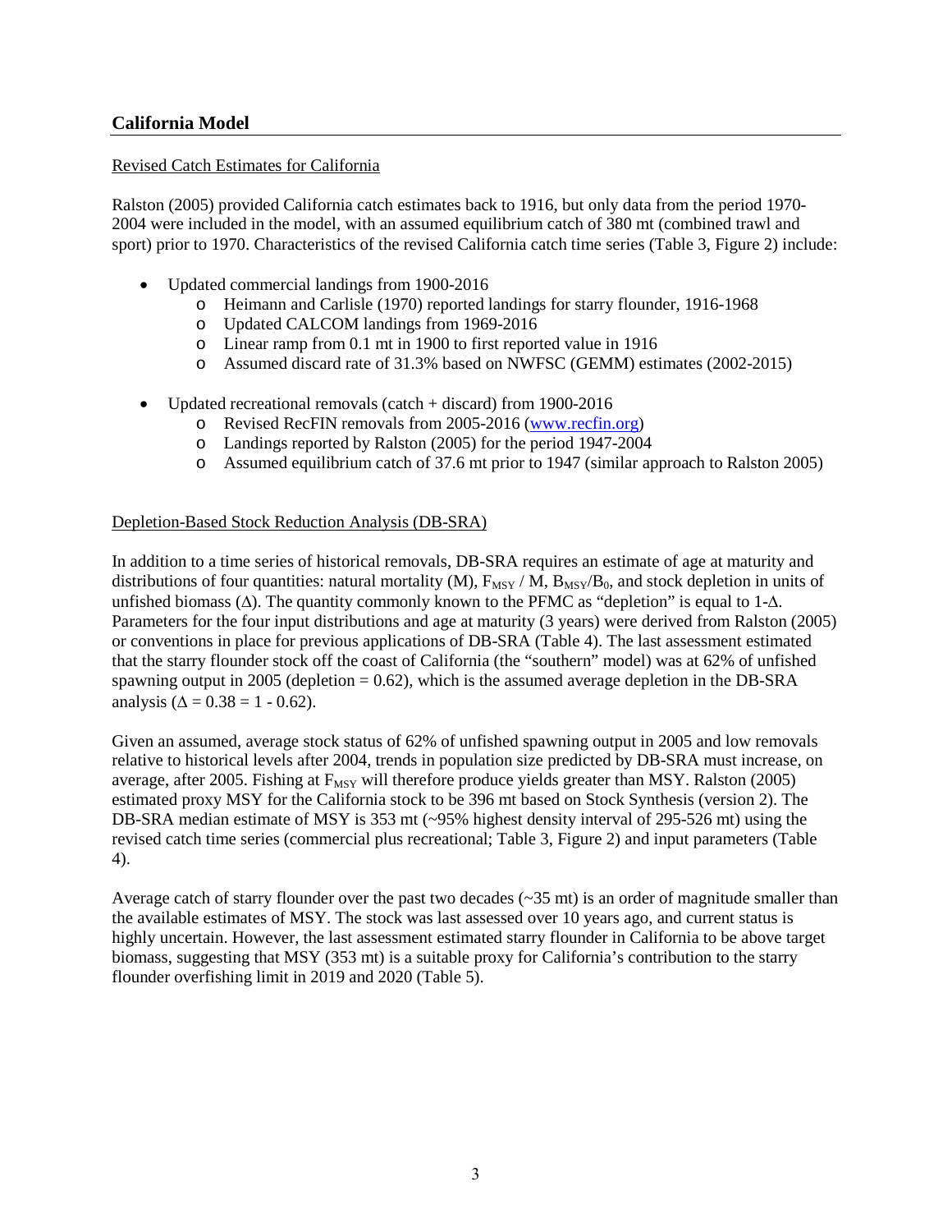## California Model

Revised Catch Estimates for California

Ralston (2005) provided California catch estimates back to 1916, but only data from the period 1970-2004 were included in the model, with an assumed equilibrium catch of 380 mt (combined trawl and sport) prior to 1970. Characteristics of the revised California catch time series (Table 3, Figure 2) include:

- Updated commercial landings from 1900-2016
  - Heimann and Carlisle (1970) reported landings for starry flounder, 1916-1968
  - Updated CALCOM landings from 1969-2016
  - Linear ramp from 0.1 mt in 1900 to first reported value in 1916
  - Assumed discard rate of 31.3% based on NWFSC (GEMM) estimates (2002-2015)
- Updated recreational removals (catch + discard) from 1900-2016
  - Revised RecFIN removals from 2005-2016 (www.recfin.org)
  - Landings reported by Ralston (2005) for the period 1947-2004
  - Assumed equilibrium catch of 37.6 mt prior to 1947 (similar approach to Ralston 2005)

Depletion-Based Stock Reduction Analysis (DB-SRA)

In addition to a time series of historical removals, DB-SRA requires an estimate of age at maturity and distributions of four quantities: natural mortality (M), $F_{MSY}$ / M, $B_{MSY}/B_0$, and stock depletion in units of unfished biomass ($\Delta$). The quantity commonly known to the PFMC as "depletion" is equal to 1-$\Delta$. Parameters for the four input distributions and age at maturity (3 years) were derived from Ralston (2005) or conventions in place for previous applications of DB-SRA (Table 4). The last assessment estimated that the starry flounder stock off the coast of California (the "southern" model) was at 62% of unfished spawning output in 2005 (depletion = 0.62), which is the assumed average depletion in the DB-SRA analysis ($\Delta = 0.38 = 1 - 0.62$).

Given an assumed, average stock status of 62% of unfished spawning output in 2005 and low removals relative to historical levels after 2004, trends in population size predicted by DB-SRA must increase, on average, after 2005. Fishing at $F_{MSY}$ will therefore produce yields greater than MSY. Ralston (2005) estimated proxy MSY for the California stock to be 396 mt based on Stock Synthesis (version 2). The DB-SRA median estimate of MSY is 353 mt (~95% highest density interval of 295-526 mt) using the revised catch time series (commercial plus recreational; Table 3, Figure 2) and input parameters (Table 4).

Average catch of starry flounder over the past two decades (~35 mt) is an order of magnitude smaller than the available estimates of MSY. The stock was last assessed over 10 years ago, and current status is highly uncertain. However, the last assessment estimated starry flounder in California to be above target biomass, suggesting that MSY (353 mt) is a suitable proxy for California's contribution to the starry flounder overfishing limit in 2019 and 2020 (Table 5).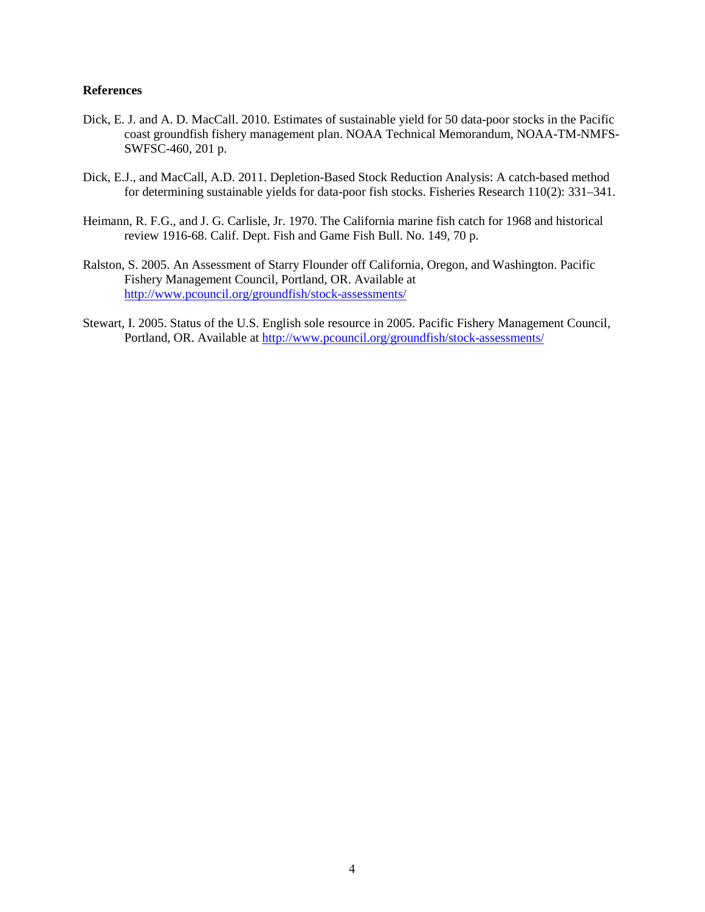## References

Dick, E. J. and A. D. MacCall. 2010. Estimates of sustainable yield for 50 data-poor stocks in the Pacific coast groundfish fishery management plan. NOAA Technical Memorandum, NOAA-TM-NMFS-SWFSC-460, 201 p.

Dick, E.J., and MacCall, A.D. 2011. Depletion-Based Stock Reduction Analysis: A catch-based method for determining sustainable yields for data-poor fish stocks. Fisheries Research 110(2): 331–341.

Heimann, R. F.G., and J. G. Carlisle, Jr. 1970. The California marine fish catch for 1968 and historical review 1916-68. Calif. Dept. Fish and Game Fish Bull. No. 149, 70 p.

Ralston, S. 2005. An Assessment of Starry Flounder off California, Oregon, and Washington. Pacific Fishery Management Council, Portland, OR. Available at http://www.pcouncil.org/groundfish/stock-assessments/

Stewart, I. 2005. Status of the U.S. English sole resource in 2005. Pacific Fishery Management Council, Portland, OR. Available at http://www.pcouncil.org/groundfish/stock-assessments/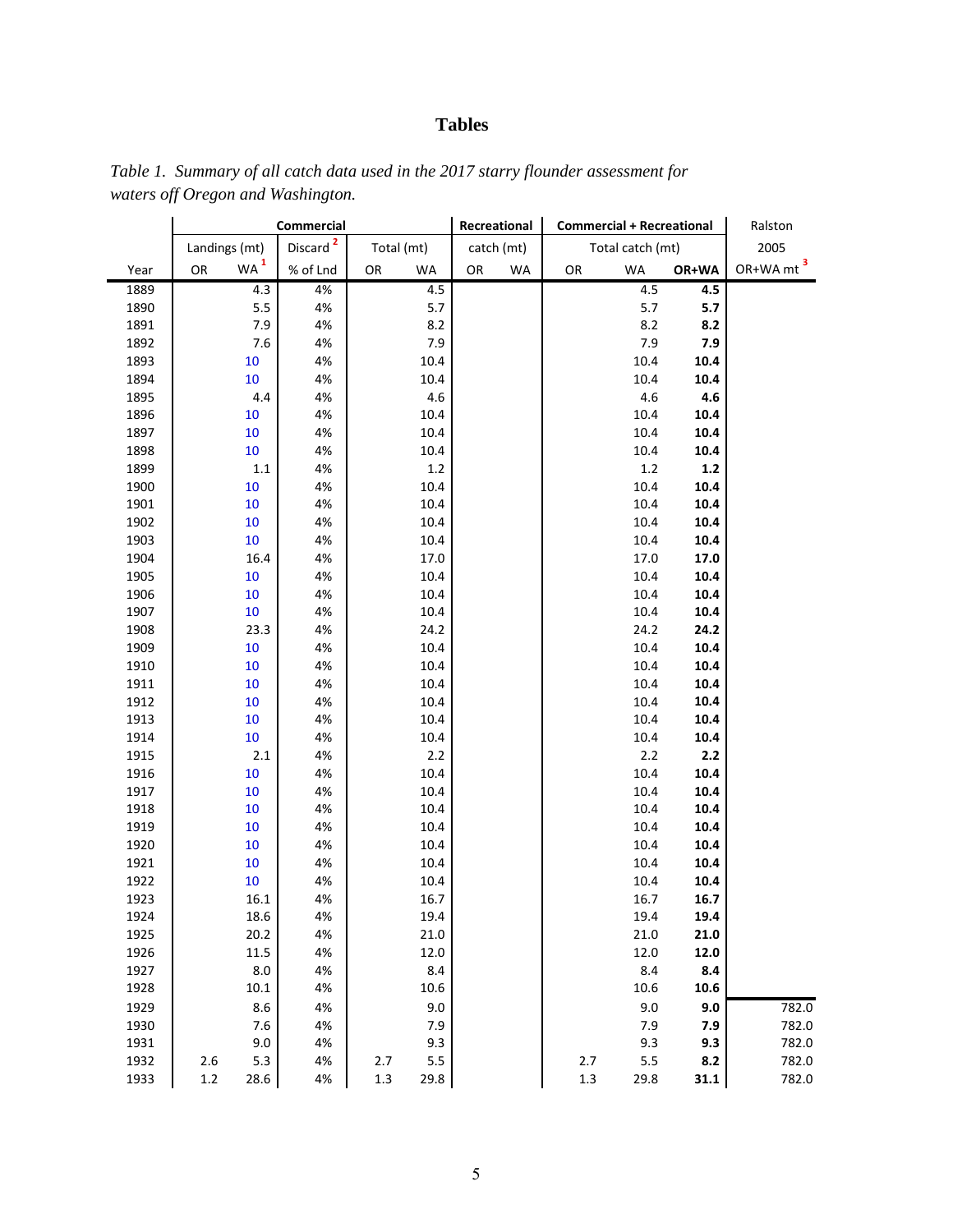# Tables

*Table 1. Summary of all catch data used in the 2017 starry flounder assessment for waters off Oregon and Washington.*

| | Commercial | | | | | Recreational | | Commercial + Recreational | | | Ralston |
|---|---|---|---|---|---|---|---|---|---|---|---|
| | Landings (mt) | | Discard [2] | Total (mt) | | catch (mt) | | Total catch (mt) | | | 2005 |
| Year | OR | WA [1] | % of Lnd | OR | WA | OR | WA | OR | WA | **OR+WA** | OR+WA mt [3] |
| 1889 | | 4.3 | 4% | | 4.5 | | | | 4.5 | **4.5** | |
| 1890 | | 5.5 | 4% | | 5.7 | | | | 5.7 | **5.7** | |
| 1891 | | 7.9 | 4% | | 8.2 | | | | 8.2 | **8.2** | |
| 1892 | | 7.6 | 4% | | 7.9 | | | | 7.9 | **7.9** | |
| 1893 | | 10 | 4% | | 10.4 | | | | 10.4 | **10.4** | |
| 1894 | | 10 | 4% | | 10.4 | | | | 10.4 | **10.4** | |
| 1895 | | 4.4 | 4% | | 4.6 | | | | 4.6 | **4.6** | |
| 1896 | | 10 | 4% | | 10.4 | | | | 10.4 | **10.4** | |
| 1897 | | 10 | 4% | | 10.4 | | | | 10.4 | **10.4** | |
| 1898 | | 10 | 4% | | 10.4 | | | | 10.4 | **10.4** | |
| 1899 | | 1.1 | 4% | | 1.2 | | | | 1.2 | **1.2** | |
| 1900 | | 10 | 4% | | 10.4 | | | | 10.4 | **10.4** | |
| 1901 | | 10 | 4% | | 10.4 | | | | 10.4 | **10.4** | |
| 1902 | | 10 | 4% | | 10.4 | | | | 10.4 | **10.4** | |
| 1903 | | 10 | 4% | | 10.4 | | | | 10.4 | **10.4** | |
| 1904 | | 16.4 | 4% | | 17.0 | | | | 17.0 | **17.0** | |
| 1905 | | 10 | 4% | | 10.4 | | | | 10.4 | **10.4** | |
| 1906 | | 10 | 4% | | 10.4 | | | | 10.4 | **10.4** | |
| 1907 | | 10 | 4% | | 10.4 | | | | 10.4 | **10.4** | |
| 1908 | | 23.3 | 4% | | 24.2 | | | | 24.2 | **24.2** | |
| 1909 | | 10 | 4% | | 10.4 | | | | 10.4 | **10.4** | |
| 1910 | | 10 | 4% | | 10.4 | | | | 10.4 | **10.4** | |
| 1911 | | 10 | 4% | | 10.4 | | | | 10.4 | **10.4** | |
| 1912 | | 10 | 4% | | 10.4 | | | | 10.4 | **10.4** | |
| 1913 | | 10 | 4% | | 10.4 | | | | 10.4 | **10.4** | |
| 1914 | | 10 | 4% | | 10.4 | | | | 10.4 | **10.4** | |
| 1915 | | 2.1 | 4% | | 2.2 | | | | 2.2 | **2.2** | |
| 1916 | | 10 | 4% | | 10.4 | | | | 10.4 | **10.4** | |
| 1917 | | 10 | 4% | | 10.4 | | | | 10.4 | **10.4** | |
| 1918 | | 10 | 4% | | 10.4 | | | | 10.4 | **10.4** | |
| 1919 | | 10 | 4% | | 10.4 | | | | 10.4 | **10.4** | |
| 1920 | | 10 | 4% | | 10.4 | | | | 10.4 | **10.4** | |
| 1921 | | 10 | 4% | | 10.4 | | | | 10.4 | **10.4** | |
| 1922 | | 10 | 4% | | 10.4 | | | | 10.4 | **10.4** | |
| 1923 | | 16.1 | 4% | | 16.7 | | | | 16.7 | **16.7** | |
| 1924 | | 18.6 | 4% | | 19.4 | | | | 19.4 | **19.4** | |
| 1925 | | 20.2 | 4% | | 21.0 | | | | 21.0 | **21.0** | |
| 1926 | | 11.5 | 4% | | 12.0 | | | | 12.0 | **12.0** | |
| 1927 | | 8.0 | 4% | | 8.4 | | | | 8.4 | **8.4** | |
| 1928 | | 10.1 | 4% | | 10.6 | | | | 10.6 | **10.6** | |
| 1929 | | 8.6 | 4% | | 9.0 | | | | 9.0 | **9.0** | 782.0 |
| 1930 | | 7.6 | 4% | | 7.9 | | | | 7.9 | **7.9** | 782.0 |
| 1931 | | 9.0 | 4% | | 9.3 | | | | 9.3 | **9.3** | 782.0 |
| 1932 | 2.6 | 5.3 | 4% | 2.7 | 5.5 | | | 2.7 | 5.5 | **8.2** | 782.0 |
| 1933 | 1.2 | 28.6 | 4% | 1.3 | 29.8 | | | 1.3 | 29.8 | **31.1** | 782.0 |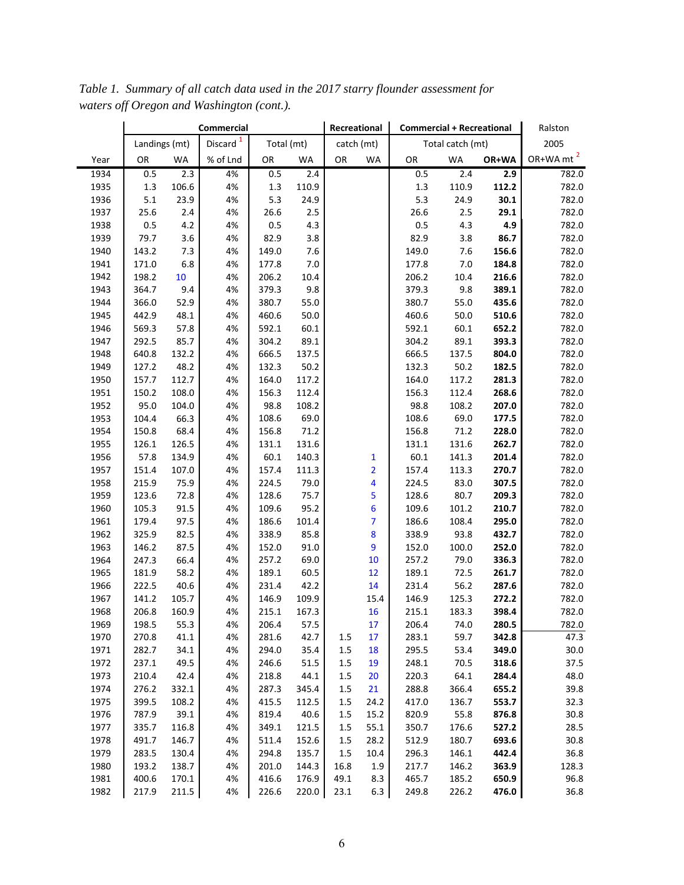*Table 1. Summary of all catch data used in the 2017 starry flounder assessment for waters off Oregon and Washington (cont.).*

| | Commercial | | | | | Recreational | | Commercial + Recreational | | | Ralston |
|---|---|---|---|---|---|---|---|---|---|---|---|
| | Landings (mt) | | Discard [1] | Total (mt) | | catch (mt) | | Total catch (mt) | | | 2005 |
| Year | OR | WA | % of Lnd | OR | WA | OR | WA | OR | WA | OR+WA | OR+WA mt [2] |
| 1934 | 0.5 | 2.3 | 4% | 0.5 | 2.4 | | | 0.5 | 2.4 | **2.9** | 782.0 |
| 1935 | 1.3 | 106.6 | 4% | 1.3 | 110.9 | | | 1.3 | 110.9 | **112.2** | 782.0 |
| 1936 | 5.1 | 23.9 | 4% | 5.3 | 24.9 | | | 5.3 | 24.9 | **30.1** | 782.0 |
| 1937 | 25.6 | 2.4 | 4% | 26.6 | 2.5 | | | 26.6 | 2.5 | **29.1** | 782.0 |
| 1938 | 0.5 | 4.2 | 4% | 0.5 | 4.3 | | | 0.5 | 4.3 | **4.9** | 782.0 |
| 1939 | 79.7 | 3.6 | 4% | 82.9 | 3.8 | | | 82.9 | 3.8 | **86.7** | 782.0 |
| 1940 | 143.2 | 7.3 | 4% | 149.0 | 7.6 | | | 149.0 | 7.6 | **156.6** | 782.0 |
| 1941 | 171.0 | 6.8 | 4% | 177.8 | 7.0 | | | 177.8 | 7.0 | **184.8** | 782.0 |
| 1942 | 198.2 | 10 | 4% | 206.2 | 10.4 | | | 206.2 | 10.4 | **216.6** | 782.0 |
| 1943 | 364.7 | 9.4 | 4% | 379.3 | 9.8 | | | 379.3 | 9.8 | **389.1** | 782.0 |
| 1944 | 366.0 | 52.9 | 4% | 380.7 | 55.0 | | | 380.7 | 55.0 | **435.6** | 782.0 |
| 1945 | 442.9 | 48.1 | 4% | 460.6 | 50.0 | | | 460.6 | 50.0 | **510.6** | 782.0 |
| 1946 | 569.3 | 57.8 | 4% | 592.1 | 60.1 | | | 592.1 | 60.1 | **652.2** | 782.0 |
| 1947 | 292.5 | 85.7 | 4% | 304.2 | 89.1 | | | 304.2 | 89.1 | **393.3** | 782.0 |
| 1948 | 640.8 | 132.2 | 4% | 666.5 | 137.5 | | | 666.5 | 137.5 | **804.0** | 782.0 |
| 1949 | 127.2 | 48.2 | 4% | 132.3 | 50.2 | | | 132.3 | 50.2 | **182.5** | 782.0 |
| 1950 | 157.7 | 112.7 | 4% | 164.0 | 117.2 | | | 164.0 | 117.2 | **281.3** | 782.0 |
| 1951 | 150.2 | 108.0 | 4% | 156.3 | 112.4 | | | 156.3 | 112.4 | **268.6** | 782.0 |
| 1952 | 95.0 | 104.0 | 4% | 98.8 | 108.2 | | | 98.8 | 108.2 | **207.0** | 782.0 |
| 1953 | 104.4 | 66.3 | 4% | 108.6 | 69.0 | | | 108.6 | 69.0 | **177.5** | 782.0 |
| 1954 | 150.8 | 68.4 | 4% | 156.8 | 71.2 | | | 156.8 | 71.2 | **228.0** | 782.0 |
| 1955 | 126.1 | 126.5 | 4% | 131.1 | 131.6 | | | 131.1 | 131.6 | **262.7** | 782.0 |
| 1956 | 57.8 | 134.9 | 4% | 60.1 | 140.3 | | 1 | 60.1 | 141.3 | **201.4** | 782.0 |
| 1957 | 151.4 | 107.0 | 4% | 157.4 | 111.3 | | 2 | 157.4 | 113.3 | **270.7** | 782.0 |
| 1958 | 215.9 | 75.9 | 4% | 224.5 | 79.0 | | 4 | 224.5 | 83.0 | **307.5** | 782.0 |
| 1959 | 123.6 | 72.8 | 4% | 128.6 | 75.7 | | 5 | 128.6 | 80.7 | **209.3** | 782.0 |
| 1960 | 105.3 | 91.5 | 4% | 109.6 | 95.2 | | 6 | 109.6 | 101.2 | **210.7** | 782.0 |
| 1961 | 179.4 | 97.5 | 4% | 186.6 | 101.4 | | 7 | 186.6 | 108.4 | **295.0** | 782.0 |
| 1962 | 325.9 | 82.5 | 4% | 338.9 | 85.8 | | 8 | 338.9 | 93.8 | **432.7** | 782.0 |
| 1963 | 146.2 | 87.5 | 4% | 152.0 | 91.0 | | 9 | 152.0 | 100.0 | **252.0** | 782.0 |
| 1964 | 247.3 | 66.4 | 4% | 257.2 | 69.0 | | 10 | 257.2 | 79.0 | **336.3** | 782.0 |
| 1965 | 181.9 | 58.2 | 4% | 189.1 | 60.5 | | 12 | 189.1 | 72.5 | **261.7** | 782.0 |
| 1966 | 222.5 | 40.6 | 4% | 231.4 | 42.2 | | 14 | 231.4 | 56.2 | **287.6** | 782.0 |
| 1967 | 141.2 | 105.7 | 4% | 146.9 | 109.9 | | 15.4 | 146.9 | 125.3 | **272.2** | 782.0 |
| 1968 | 206.8 | 160.9 | 4% | 215.1 | 167.3 | | 16 | 215.1 | 183.3 | **398.4** | 782.0 |
| 1969 | 198.5 | 55.3 | 4% | 206.4 | 57.5 | | 17 | 206.4 | 74.0 | **280.5** | 782.0 |
| 1970 | 270.8 | 41.1 | 4% | 281.6 | 42.7 | 1.5 | 17 | 283.1 | 59.7 | **342.8** | 47.3 |
| 1971 | 282.7 | 34.1 | 4% | 294.0 | 35.4 | 1.5 | 18 | 295.5 | 53.4 | **349.0** | 30.0 |
| 1972 | 237.1 | 49.5 | 4% | 246.6 | 51.5 | 1.5 | 19 | 248.1 | 70.5 | **318.6** | 37.5 |
| 1973 | 210.4 | 42.4 | 4% | 218.8 | 44.1 | 1.5 | 20 | 220.3 | 64.1 | **284.4** | 48.0 |
| 1974 | 276.2 | 332.1 | 4% | 287.3 | 345.4 | 1.5 | 21 | 288.8 | 366.4 | **655.2** | 39.8 |
| 1975 | 399.5 | 108.2 | 4% | 415.5 | 112.5 | 1.5 | 24.2 | 417.0 | 136.7 | **553.7** | 32.3 |
| 1976 | 787.9 | 39.1 | 4% | 819.4 | 40.6 | 1.5 | 15.2 | 820.9 | 55.8 | **876.8** | 30.8 |
| 1977 | 335.7 | 116.8 | 4% | 349.1 | 121.5 | 1.5 | 55.1 | 350.7 | 176.6 | **527.2** | 28.5 |
| 1978 | 491.7 | 146.7 | 4% | 511.4 | 152.6 | 1.5 | 28.2 | 512.9 | 180.7 | **693.6** | 30.8 |
| 1979 | 283.5 | 130.4 | 4% | 294.8 | 135.7 | 1.5 | 10.4 | 296.3 | 146.1 | **442.4** | 36.8 |
| 1980 | 193.2 | 138.7 | 4% | 201.0 | 144.3 | 16.8 | 1.9 | 217.7 | 146.2 | **363.9** | 128.3 |
| 1981 | 400.6 | 170.1 | 4% | 416.6 | 176.9 | 49.1 | 8.3 | 465.7 | 185.2 | **650.9** | 96.8 |
| 1982 | 217.9 | 211.5 | 4% | 226.6 | 220.0 | 23.1 | 6.3 | 249.8 | 226.2 | **476.0** | 36.8 |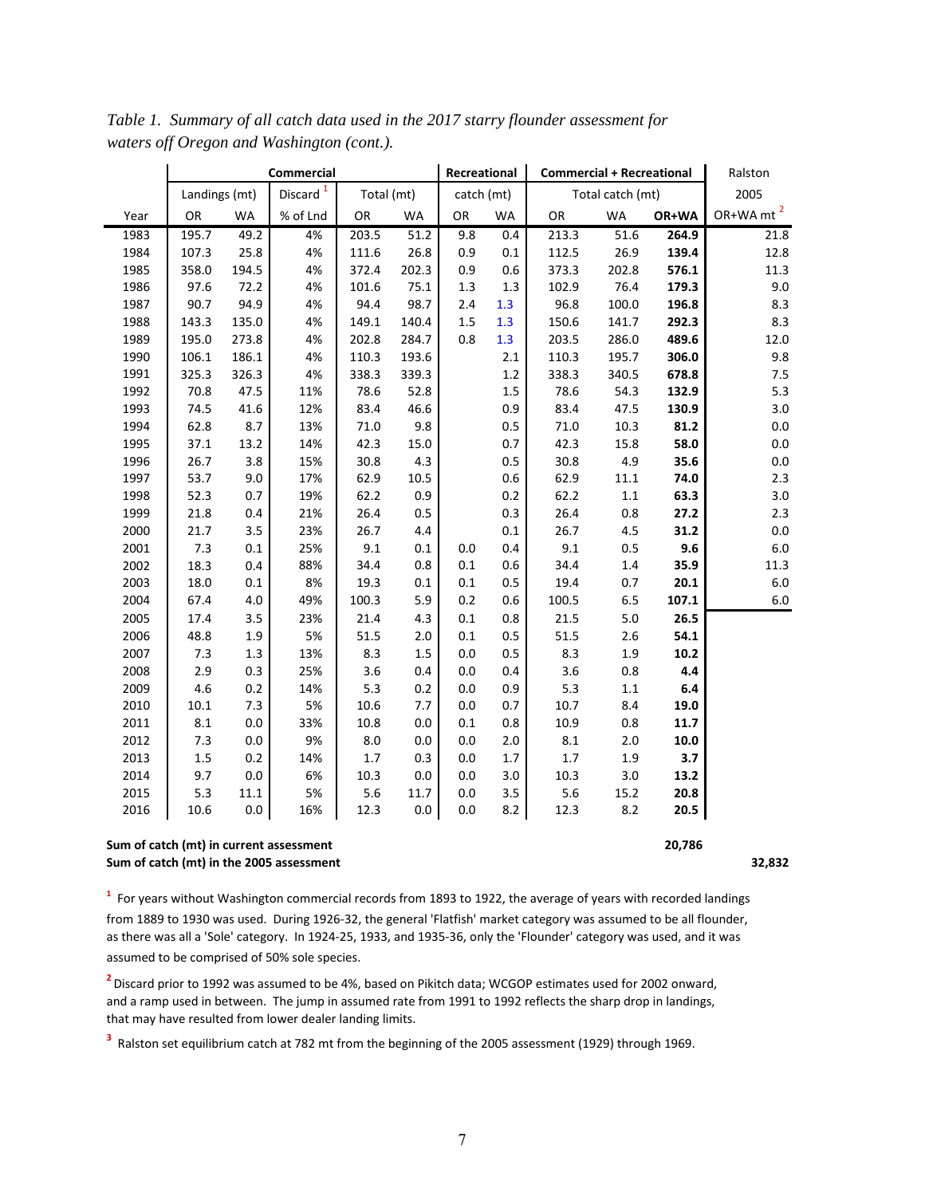*Table 1. Summary of all catch data used in the 2017 starry flounder assessment for waters off Oregon and Washington (cont.).*

| | Commercial | | | | | Recreational | | Commercial + Recreational | | | Ralston |
|---|---|---|---|---|---|---|---|---|---|---|---|
| | Landings (mt) | | Discard [1] | Total (mt) | | catch (mt) | | Total catch (mt) | | | 2005 |
| Year | OR | WA | % of Lnd | OR | WA | OR | WA | OR | WA | **OR+WA** | OR+WA mt [2] |
| 1983 | 195.7 | 49.2 | 4% | 203.5 | 51.2 | 9.8 | 0.4 | 213.3 | 51.6 | **264.9** | 21.8 |
| 1984 | 107.3 | 25.8 | 4% | 111.6 | 26.8 | 0.9 | 0.1 | 112.5 | 26.9 | **139.4** | 12.8 |
| 1985 | 358.0 | 194.5 | 4% | 372.4 | 202.3 | 0.9 | 0.6 | 373.3 | 202.8 | **576.1** | 11.3 |
| 1986 | 97.6 | 72.2 | 4% | 101.6 | 75.1 | 1.3 | 1.3 | 102.9 | 76.4 | **179.3** | 9.0 |
| 1987 | 90.7 | 94.9 | 4% | 94.4 | 98.7 | 2.4 | 1.3 | 96.8 | 100.0 | **196.8** | 8.3 |
| 1988 | 143.3 | 135.0 | 4% | 149.1 | 140.4 | 1.5 | 1.3 | 150.6 | 141.7 | **292.3** | 8.3 |
| 1989 | 195.0 | 273.8 | 4% | 202.8 | 284.7 | 0.8 | 1.3 | 203.5 | 286.0 | **489.6** | 12.0 |
| 1990 | 106.1 | 186.1 | 4% | 110.3 | 193.6 | | 2.1 | 110.3 | 195.7 | **306.0** | 9.8 |
| 1991 | 325.3 | 326.3 | 4% | 338.3 | 339.3 | | 1.2 | 338.3 | 340.5 | **678.8** | 7.5 |
| 1992 | 70.8 | 47.5 | 11% | 78.6 | 52.8 | | 1.5 | 78.6 | 54.3 | **132.9** | 5.3 |
| 1993 | 74.5 | 41.6 | 12% | 83.4 | 46.6 | | 0.9 | 83.4 | 47.5 | **130.9** | 3.0 |
| 1994 | 62.8 | 8.7 | 13% | 71.0 | 9.8 | | 0.5 | 71.0 | 10.3 | **81.2** | 0.0 |
| 1995 | 37.1 | 13.2 | 14% | 42.3 | 15.0 | | 0.7 | 42.3 | 15.8 | **58.0** | 0.0 |
| 1996 | 26.7 | 3.8 | 15% | 30.8 | 4.3 | | 0.5 | 30.8 | 4.9 | **35.6** | 0.0 |
| 1997 | 53.7 | 9.0 | 17% | 62.9 | 10.5 | | 0.6 | 62.9 | 11.1 | **74.0** | 2.3 |
| 1998 | 52.3 | 0.7 | 19% | 62.2 | 0.9 | | 0.2 | 62.2 | 1.1 | **63.3** | 3.0 |
| 1999 | 21.8 | 0.4 | 21% | 26.4 | 0.5 | | 0.3 | 26.4 | 0.8 | **27.2** | 2.3 |
| 2000 | 21.7 | 3.5 | 23% | 26.7 | 4.4 | | 0.1 | 26.7 | 4.5 | **31.2** | 0.0 |
| 2001 | 7.3 | 0.1 | 25% | 9.1 | 0.1 | 0.0 | 0.4 | 9.1 | 0.5 | **9.6** | 6.0 |
| 2002 | 18.3 | 0.4 | 88% | 34.4 | 0.8 | 0.1 | 0.6 | 34.4 | 1.4 | **35.9** | 11.3 |
| 2003 | 18.0 | 0.1 | 8% | 19.3 | 0.1 | 0.1 | 0.5 | 19.4 | 0.7 | **20.1** | 6.0 |
| 2004 | 67.4 | 4.0 | 49% | 100.3 | 5.9 | 0.2 | 0.6 | 100.5 | 6.5 | **107.1** | 6.0 |
| 2005 | 17.4 | 3.5 | 23% | 21.4 | 4.3 | 0.1 | 0.8 | 21.5 | 5.0 | **26.5** | |
| 2006 | 48.8 | 1.9 | 5% | 51.5 | 2.0 | 0.1 | 0.5 | 51.5 | 2.6 | **54.1** | |
| 2007 | 7.3 | 1.3 | 13% | 8.3 | 1.5 | 0.0 | 0.5 | 8.3 | 1.9 | **10.2** | |
| 2008 | 2.9 | 0.3 | 25% | 3.6 | 0.4 | 0.0 | 0.4 | 3.6 | 0.8 | **4.4** | |
| 2009 | 4.6 | 0.2 | 14% | 5.3 | 0.2 | 0.0 | 0.9 | 5.3 | 1.1 | **6.4** | |
| 2010 | 10.1 | 7.3 | 5% | 10.6 | 7.7 | 0.0 | 0.7 | 10.7 | 8.4 | **19.0** | |
| 2011 | 8.1 | 0.0 | 33% | 10.8 | 0.0 | 0.1 | 0.8 | 10.9 | 0.8 | **11.7** | |
| 2012 | 7.3 | 0.0 | 9% | 8.0 | 0.0 | 0.0 | 2.0 | 8.1 | 2.0 | **10.0** | |
| 2013 | 1.5 | 0.2 | 14% | 1.7 | 0.3 | 0.0 | 1.7 | 1.7 | 1.9 | **3.7** | |
| 2014 | 9.7 | 0.0 | 6% | 10.3 | 0.0 | 0.0 | 3.0 | 10.3 | 3.0 | **13.2** | |
| 2015 | 5.3 | 11.1 | 5% | 5.6 | 11.7 | 0.0 | 3.5 | 5.6 | 15.2 | **20.8** | |
| 2016 | 10.6 | 0.0 | 16% | 12.3 | 0.0 | 0.0 | 8.2 | 12.3 | 8.2 | **20.5** | |

**Sum of catch (mt) in current assessment** **20,786**

**Sum of catch (mt) in the 2005 assessment** **32,832**

[1] For years without Washington commercial records from 1893 to 1922, the average of years with recorded landings from 1889 to 1930 was used. During 1926-32, the general 'Flatfish' market category was assumed to be all flounder, as there was all a 'Sole' category. In 1924-25, 1933, and 1935-36, only the 'Flounder' category was used, and it was assumed to be comprised of 50% sole species.

[2] Discard prior to 1992 was assumed to be 4%, based on Pikitch data; WCGOP estimates used for 2002 onward, and a ramp used in between. The jump in assumed rate from 1991 to 1992 reflects the sharp drop in landings, that may have resulted from lower dealer landing limits.

[3] Ralston set equilibrium catch at 782 mt from the beginning of the 2005 assessment (1929) through 1969.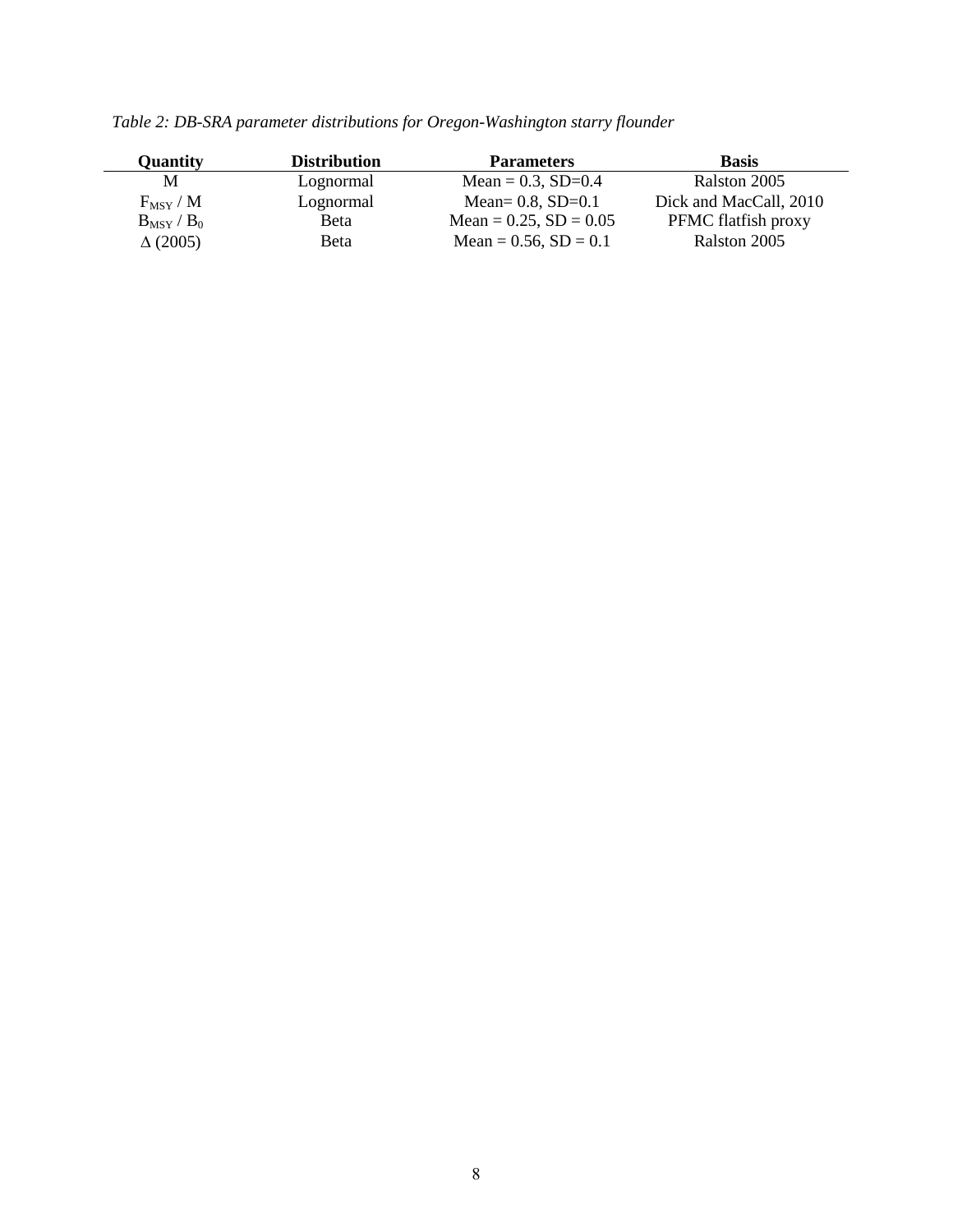*Table 2: DB-SRA parameter distributions for Oregon-Washington starry flounder*

| Quantity | Distribution | Parameters | Basis |
|---|---|---|---|
| M | Lognormal | Mean = 0.3, SD=0.4 | Ralston 2005 |
| $F_{MSY}$ / M | Lognormal | Mean= 0.8, SD=0.1 | Dick and MacCall, 2010 |
| $B_{MSY}$ / $B_0$ | Beta | Mean = 0.25, SD = 0.05 | PFMC flatfish proxy |
| $\Delta$ (2005) | Beta | Mean = 0.56, SD = 0.1 | Ralston 2005 |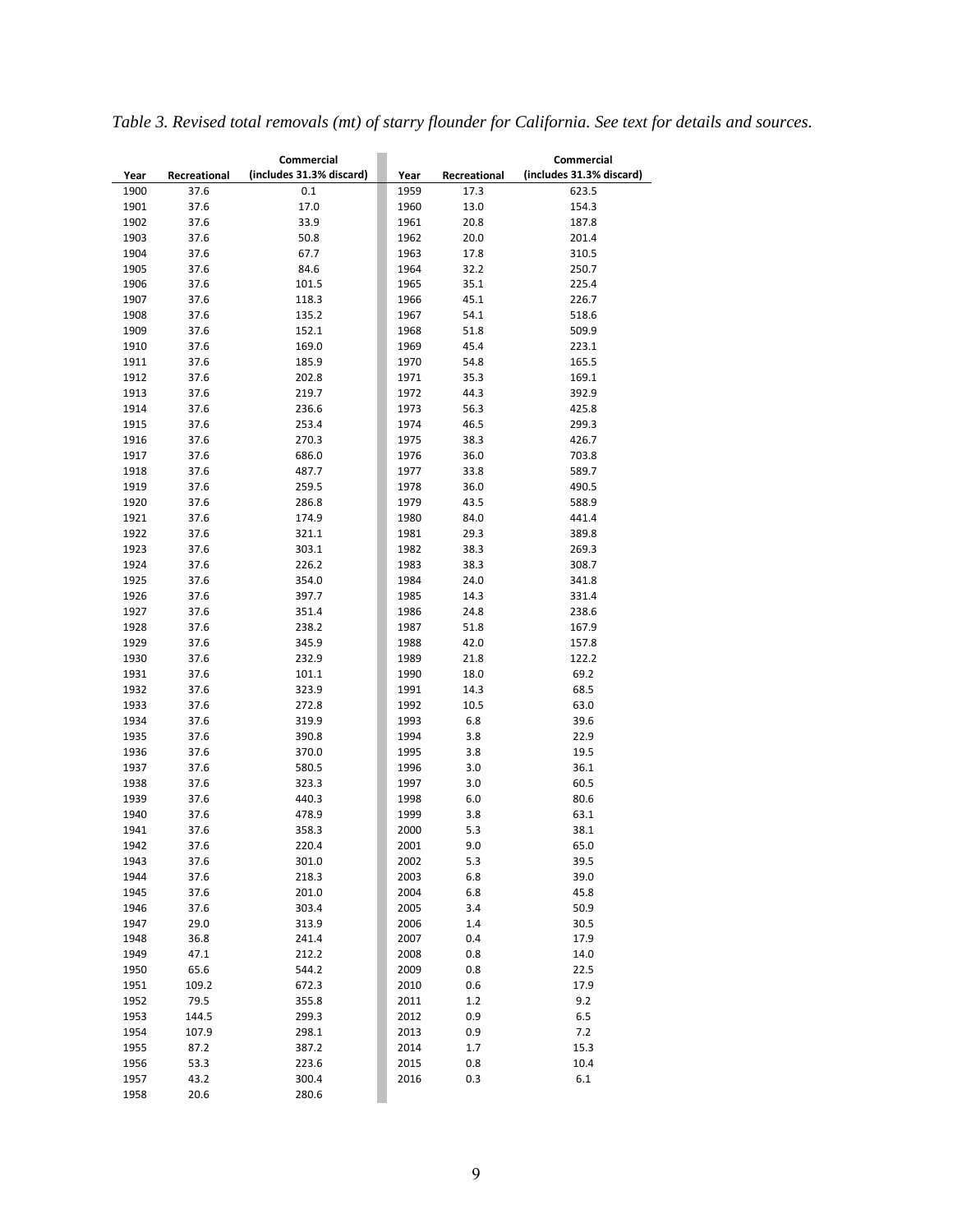*Table 3. Revised total removals (mt) of starry flounder for California. See text for details and sources.*

| Year | Recreational | Commercial (includes 31.3% discard) | Year | Recreational | Commercial (includes 31.3% discard) |
|---|---|---|---|---|---|
| 1900 | 37.6 | 0.1 | 1959 | 17.3 | 623.5 |
| 1901 | 37.6 | 17.0 | 1960 | 13.0 | 154.3 |
| 1902 | 37.6 | 33.9 | 1961 | 20.8 | 187.8 |
| 1903 | 37.6 | 50.8 | 1962 | 20.0 | 201.4 |
| 1904 | 37.6 | 67.7 | 1963 | 17.8 | 310.5 |
| 1905 | 37.6 | 84.6 | 1964 | 32.2 | 250.7 |
| 1906 | 37.6 | 101.5 | 1965 | 35.1 | 225.4 |
| 1907 | 37.6 | 118.3 | 1966 | 45.1 | 226.7 |
| 1908 | 37.6 | 135.2 | 1967 | 54.1 | 518.6 |
| 1909 | 37.6 | 152.1 | 1968 | 51.8 | 509.9 |
| 1910 | 37.6 | 169.0 | 1969 | 45.4 | 223.1 |
| 1911 | 37.6 | 185.9 | 1970 | 54.8 | 165.5 |
| 1912 | 37.6 | 202.8 | 1971 | 35.3 | 169.1 |
| 1913 | 37.6 | 219.7 | 1972 | 44.3 | 392.9 |
| 1914 | 37.6 | 236.6 | 1973 | 56.3 | 425.8 |
| 1915 | 37.6 | 253.4 | 1974 | 46.5 | 299.3 |
| 1916 | 37.6 | 270.3 | 1975 | 38.3 | 426.7 |
| 1917 | 37.6 | 686.0 | 1976 | 36.0 | 703.8 |
| 1918 | 37.6 | 487.7 | 1977 | 33.8 | 589.7 |
| 1919 | 37.6 | 259.5 | 1978 | 36.0 | 490.5 |
| 1920 | 37.6 | 286.8 | 1979 | 43.5 | 588.9 |
| 1921 | 37.6 | 174.9 | 1980 | 84.0 | 441.4 |
| 1922 | 37.6 | 321.1 | 1981 | 29.3 | 389.8 |
| 1923 | 37.6 | 303.1 | 1982 | 38.3 | 269.3 |
| 1924 | 37.6 | 226.2 | 1983 | 38.3 | 308.7 |
| 1925 | 37.6 | 354.0 | 1984 | 24.0 | 341.8 |
| 1926 | 37.6 | 397.7 | 1985 | 14.3 | 331.4 |
| 1927 | 37.6 | 351.4 | 1986 | 24.8 | 238.6 |
| 1928 | 37.6 | 238.2 | 1987 | 51.8 | 167.9 |
| 1929 | 37.6 | 345.9 | 1988 | 42.0 | 157.8 |
| 1930 | 37.6 | 232.9 | 1989 | 21.8 | 122.2 |
| 1931 | 37.6 | 101.1 | 1990 | 18.0 | 69.2 |
| 1932 | 37.6 | 323.9 | 1991 | 14.3 | 68.5 |
| 1933 | 37.6 | 272.8 | 1992 | 10.5 | 63.0 |
| 1934 | 37.6 | 319.9 | 1993 | 6.8 | 39.6 |
| 1935 | 37.6 | 390.8 | 1994 | 3.8 | 22.9 |
| 1936 | 37.6 | 370.0 | 1995 | 3.8 | 19.5 |
| 1937 | 37.6 | 580.5 | 1996 | 3.0 | 36.1 |
| 1938 | 37.6 | 323.3 | 1997 | 3.0 | 60.5 |
| 1939 | 37.6 | 440.3 | 1998 | 6.0 | 80.6 |
| 1940 | 37.6 | 478.9 | 1999 | 3.8 | 63.1 |
| 1941 | 37.6 | 358.3 | 2000 | 5.3 | 38.1 |
| 1942 | 37.6 | 220.4 | 2001 | 9.0 | 65.0 |
| 1943 | 37.6 | 301.0 | 2002 | 5.3 | 39.5 |
| 1944 | 37.6 | 218.3 | 2003 | 6.8 | 39.0 |
| 1945 | 37.6 | 201.0 | 2004 | 6.8 | 45.8 |
| 1946 | 37.6 | 303.4 | 2005 | 3.4 | 50.9 |
| 1947 | 29.0 | 313.9 | 2006 | 1.4 | 30.5 |
| 1948 | 36.8 | 241.4 | 2007 | 0.4 | 17.9 |
| 1949 | 47.1 | 212.2 | 2008 | 0.8 | 14.0 |
| 1950 | 65.6 | 544.2 | 2009 | 0.8 | 22.5 |
| 1951 | 109.2 | 672.3 | 2010 | 0.6 | 17.9 |
| 1952 | 79.5 | 355.8 | 2011 | 1.2 | 9.2 |
| 1953 | 144.5 | 299.3 | 2012 | 0.9 | 6.5 |
| 1954 | 107.9 | 298.1 | 2013 | 0.9 | 7.2 |
| 1955 | 87.2 | 387.2 | 2014 | 1.7 | 15.3 |
| 1956 | 53.3 | 223.6 | 2015 | 0.8 | 10.4 |
| 1957 | 43.2 | 300.4 | 2016 | 0.3 | 6.1 |
| 1958 | 20.6 | 280.6 | | | |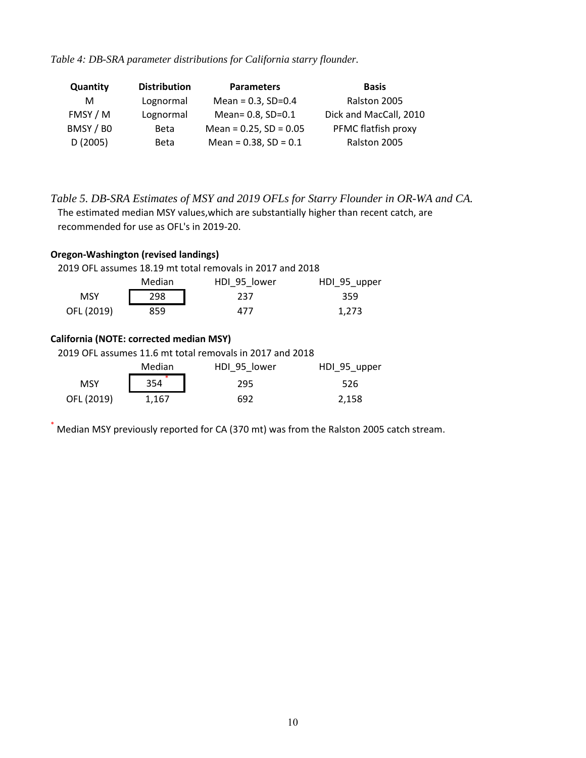*Table 4: DB-SRA parameter distributions for California starry flounder.*

| Quantity | Distribution | Parameters | Basis |
|---|---|---|---|
| M | Lognormal | Mean = 0.3, SD=0.4 | Ralston 2005 |
| FMSY / M | Lognormal | Mean= 0.8, SD=0.1 | Dick and MacCall, 2010 |
| BMSY / B0 | Beta | Mean = 0.25, SD = 0.05 | PFMC flatfish proxy |
| D (2005) | Beta | Mean = 0.38, SD = 0.1 | Ralston 2005 |

*Table 5. DB-SRA Estimates of MSY and 2019 OFLs for Starry Flounder in OR-WA and CA.*

The estimated median MSY values,which are substantially higher than recent catch, are recommended for use as OFL's in 2019-20.

**Oregon-Washington (revised landings)**

2019 OFL assumes 18.19 mt total removals in 2017 and 2018

| | Median | HDI_95_lower | HDI_95_upper |
|---|---|---|---|
| MSY | 298 | 237 | 359 |
| OFL (2019) | 859 | 477 | 1,273 |

**California (NOTE: corrected median MSY)**

2019 OFL assumes 11.6 mt total removals in 2017 and 2018

| | Median | HDI_95_lower | HDI_95_upper |
|---|---|---|---|
| MSY | 354 * | 295 | 526 |
| OFL (2019) | 1,167 | 692 | 2,158 |

* Median MSY previously reported for CA (370 mt) was from the Ralston 2005 catch stream.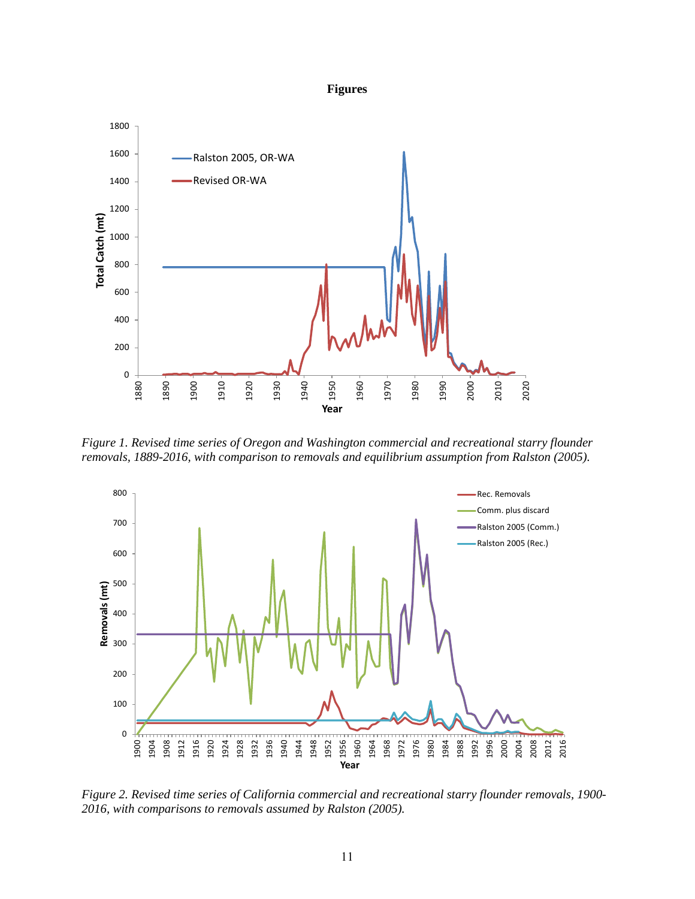# Figures

*Figure 1. Revised time series of Oregon and Washington commercial and recreational starry flounder removals, 1889-2016, with comparison to removals and equilibrium assumption from Ralston (2005).*

*Figure 2. Revised time series of California commercial and recreational starry flounder removals, 1900-2016, with comparisons to removals assumed by Ralston (2005).*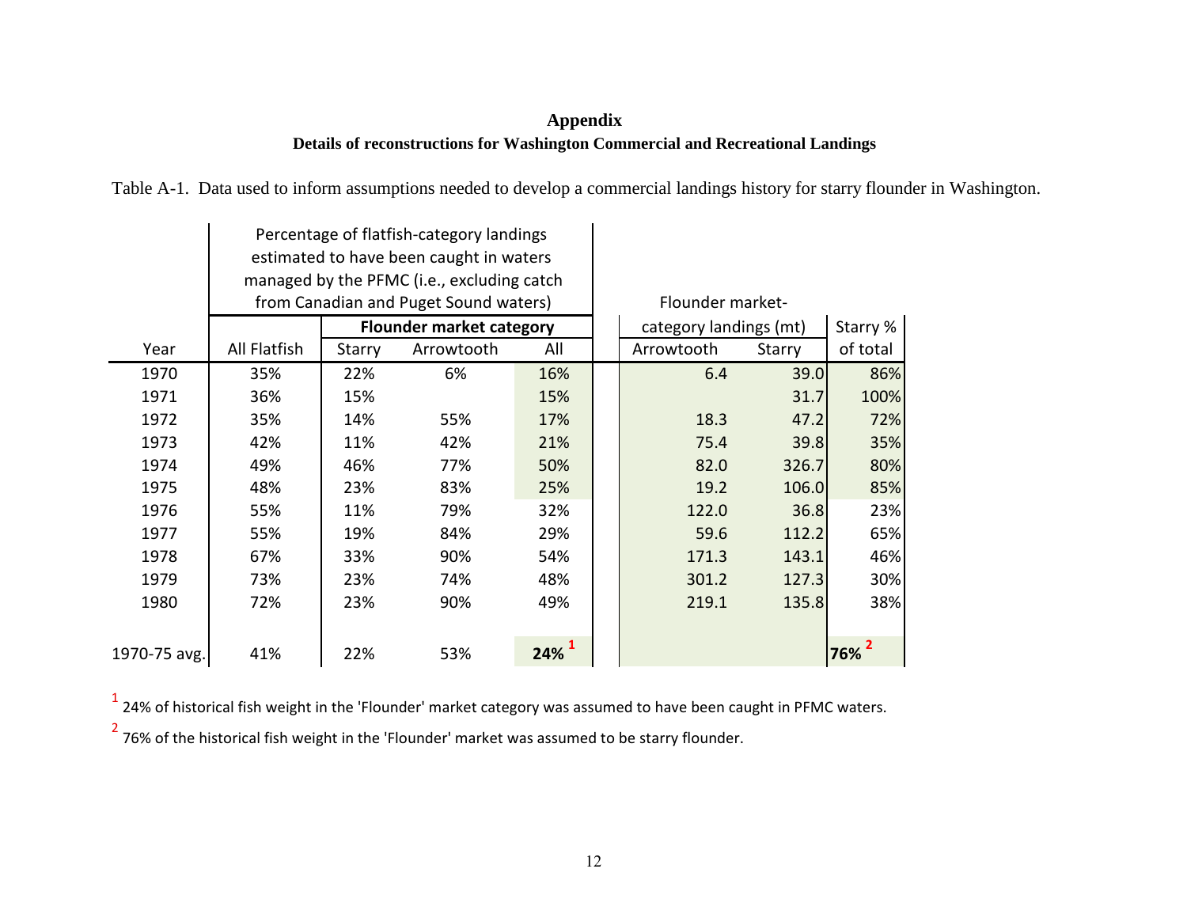# Appendix

## Details of reconstructions for Washington Commercial and Recreational Landings

Table A-1. Data used to inform assumptions needed to develop a commercial landings history for starry flounder in Washington.

| | Percentage of flatfish-category landings estimated to have been caught in waters managed by the PFMC (i.e., excluding catch from Canadian and Puget Sound waters) | | | | Flounder market-category landings (mt) | | |
|---|---|---|---|---|---|---|---|
| | | Flounder market category | | | | | Starry % |
| Year | All Flatfish | Starry | Arrowtooth | All | Arrowtooth | Starry | of total |
| 1970 | 35% | 22% | 6% | 16% | 6.4 | 39.0 | 86% |
| 1971 | 36% | 15% | | 15% | | 31.7 | 100% |
| 1972 | 35% | 14% | 55% | 17% | 18.3 | 47.2 | 72% |
| 1973 | 42% | 11% | 42% | 21% | 75.4 | 39.8 | 35% |
| 1974 | 49% | 46% | 77% | 50% | 82.0 | 326.7 | 80% |
| 1975 | 48% | 23% | 83% | 25% | 19.2 | 106.0 | 85% |
| 1976 | 55% | 11% | 79% | 32% | 122.0 | 36.8 | 23% |
| 1977 | 55% | 19% | 84% | 29% | 59.6 | 112.2 | 65% |
| 1978 | 67% | 33% | 90% | 54% | 171.3 | 143.1 | 46% |
| 1979 | 73% | 23% | 74% | 48% | 301.2 | 127.3 | 30% |
| 1980 | 72% | 23% | 90% | 49% | 219.1 | 135.8 | 38% |
| 1970-75 avg. | 41% | 22% | 53% | **24%** [1] | | | **76%** [2] |

[1] 24% of historical fish weight in the 'Flounder' market category was assumed to have been caught in PFMC waters.

[2] 76% of the historical fish weight in the 'Flounder' market was assumed to be starry flounder.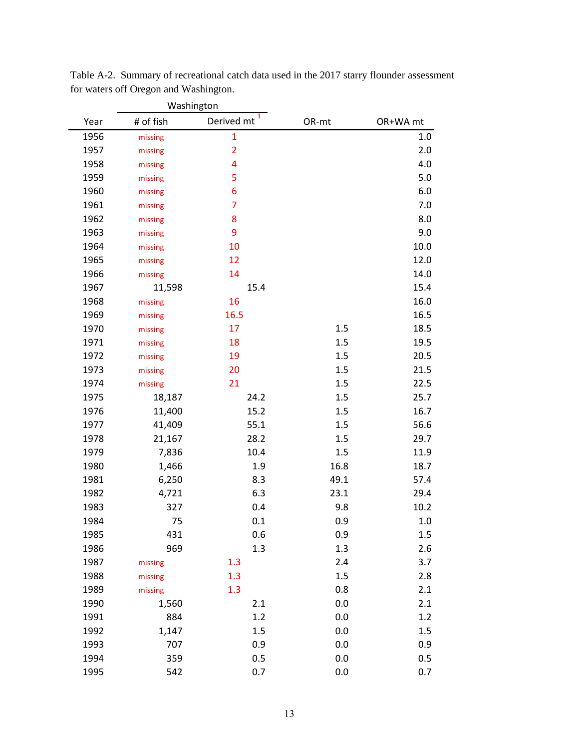Table A-2. Summary of recreational catch data used in the 2017 starry flounder assessment for waters off Oregon and Washington.

| Year | Washington | | OR-mt | OR+WA mt |
|---|---|---|---|---|
| | # of fish | Derived mt [1] | | |
| 1956 | missing | 1 | | 1.0 |
| 1957 | missing | 2 | | 2.0 |
| 1958 | missing | 4 | | 4.0 |
| 1959 | missing | 5 | | 5.0 |
| 1960 | missing | 6 | | 6.0 |
| 1961 | missing | 7 | | 7.0 |
| 1962 | missing | 8 | | 8.0 |
| 1963 | missing | 9 | | 9.0 |
| 1964 | missing | 10 | | 10.0 |
| 1965 | missing | 12 | | 12.0 |
| 1966 | missing | 14 | | 14.0 |
| 1967 | 11,598 | 15.4 | | 15.4 |
| 1968 | missing | 16 | | 16.0 |
| 1969 | missing | 16.5 | | 16.5 |
| 1970 | missing | 17 | 1.5 | 18.5 |
| 1971 | missing | 18 | 1.5 | 19.5 |
| 1972 | missing | 19 | 1.5 | 20.5 |
| 1973 | missing | 20 | 1.5 | 21.5 |
| 1974 | missing | 21 | 1.5 | 22.5 |
| 1975 | 18,187 | 24.2 | 1.5 | 25.7 |
| 1976 | 11,400 | 15.2 | 1.5 | 16.7 |
| 1977 | 41,409 | 55.1 | 1.5 | 56.6 |
| 1978 | 21,167 | 28.2 | 1.5 | 29.7 |
| 1979 | 7,836 | 10.4 | 1.5 | 11.9 |
| 1980 | 1,466 | 1.9 | 16.8 | 18.7 |
| 1981 | 6,250 | 8.3 | 49.1 | 57.4 |
| 1982 | 4,721 | 6.3 | 23.1 | 29.4 |
| 1983 | 327 | 0.4 | 9.8 | 10.2 |
| 1984 | 75 | 0.1 | 0.9 | 1.0 |
| 1985 | 431 | 0.6 | 0.9 | 1.5 |
| 1986 | 969 | 1.3 | 1.3 | 2.6 |
| 1987 | missing | 1.3 | 2.4 | 3.7 |
| 1988 | missing | 1.3 | 1.5 | 2.8 |
| 1989 | missing | 1.3 | 0.8 | 2.1 |
| 1990 | 1,560 | 2.1 | 0.0 | 2.1 |
| 1991 | 884 | 1.2 | 0.0 | 1.2 |
| 1992 | 1,147 | 1.5 | 0.0 | 1.5 |
| 1993 | 707 | 0.9 | 0.0 | 0.9 |
| 1994 | 359 | 0.5 | 0.0 | 0.5 |
| 1995 | 542 | 0.7 | 0.0 | 0.7 |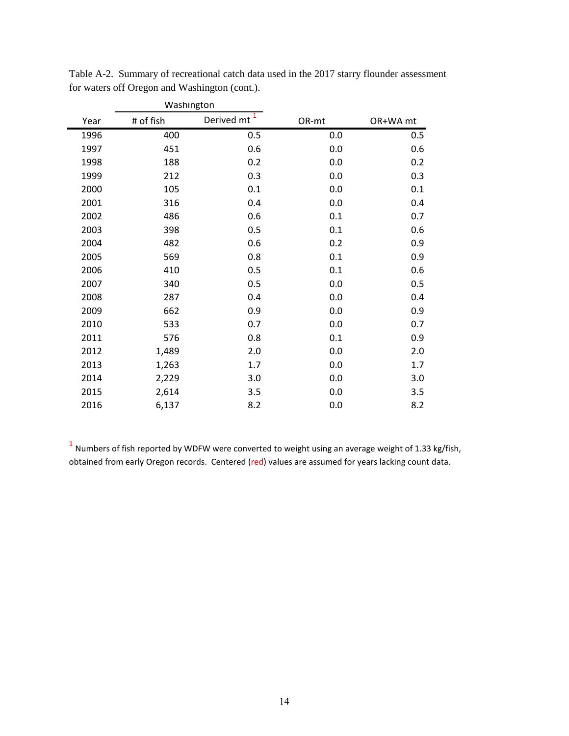Table A-2. Summary of recreational catch data used in the 2017 starry flounder assessment for waters off Oregon and Washington (cont.).

| | Washington | | | |
|---|---|---|---|---|
| Year | # of fish | Derived mt [1] | OR-mt | OR+WA mt |
| 1996 | 400 | 0.5 | 0.0 | 0.5 |
| 1997 | 451 | 0.6 | 0.0 | 0.6 |
| 1998 | 188 | 0.2 | 0.0 | 0.2 |
| 1999 | 212 | 0.3 | 0.0 | 0.3 |
| 2000 | 105 | 0.1 | 0.0 | 0.1 |
| 2001 | 316 | 0.4 | 0.0 | 0.4 |
| 2002 | 486 | 0.6 | 0.1 | 0.7 |
| 2003 | 398 | 0.5 | 0.1 | 0.6 |
| 2004 | 482 | 0.6 | 0.2 | 0.9 |
| 2005 | 569 | 0.8 | 0.1 | 0.9 |
| 2006 | 410 | 0.5 | 0.1 | 0.6 |
| 2007 | 340 | 0.5 | 0.0 | 0.5 |
| 2008 | 287 | 0.4 | 0.0 | 0.4 |
| 2009 | 662 | 0.9 | 0.0 | 0.9 |
| 2010 | 533 | 0.7 | 0.0 | 0.7 |
| 2011 | 576 | 0.8 | 0.1 | 0.9 |
| 2012 | 1,489 | 2.0 | 0.0 | 2.0 |
| 2013 | 1,263 | 1.7 | 0.0 | 1.7 |
| 2014 | 2,229 | 3.0 | 0.0 | 3.0 |
| 2015 | 2,614 | 3.5 | 0.0 | 3.5 |
| 2016 | 6,137 | 8.2 | 0.0 | 8.2 |

[1] Numbers of fish reported by WDFW were converted to weight using an average weight of 1.33 kg/fish, obtained from early Oregon records. Centered (red) values are assumed for years lacking count data.